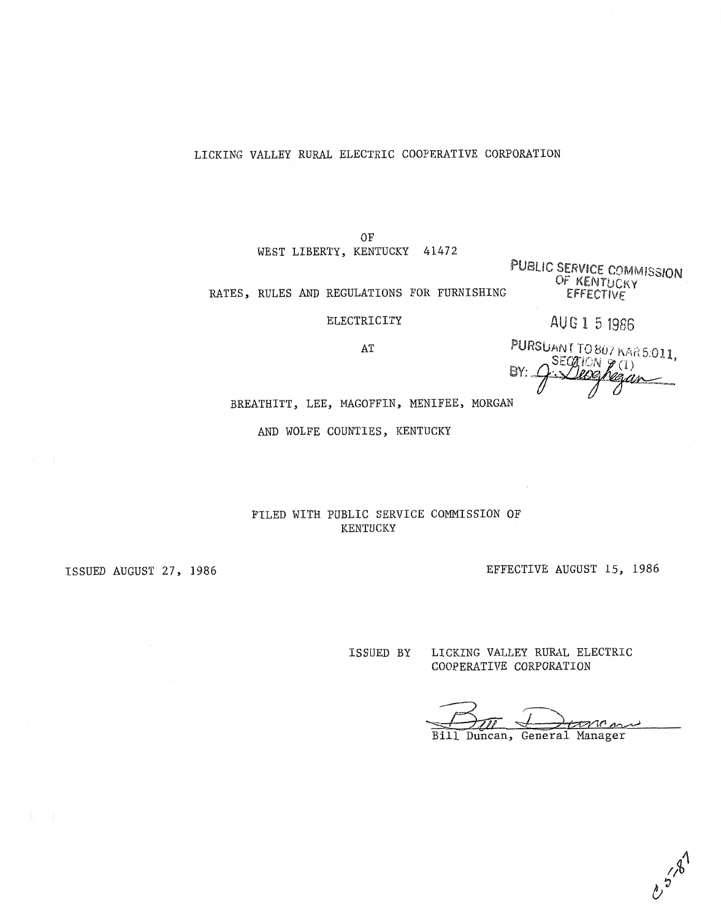LICKING VALLEY RURAL ELECTRIC COOPERATIVE CORPORATION

OF

WEST LIBERTY, KENTUCKY 41472

RATES, RULES AND REGULATIONS FOR FURNISHING

ELECTRICITY

AT

BREATHITT, LEE, MAGOFFIN, MENIFEE, MORGAN

AND WOLFE COUNTIES, KENTUCKY

PUBLIC SERVICE COMMISSION
OF KENTUCKY
EFFECTIVE

AUG 1 5 1986

PURSUANT TO 807 KAR 5:011,
SECTION 9 (1)
BY: J. Geoghegan

FILED WITH PUBLIC SERVICE COMMISSION OF
KENTUCKY

ISSUED AUGUST 27, 1986

EFFECTIVE AUGUST 15, 1986

ISSUED BY LICKING VALLEY RURAL ELECTRIC
COOPERATIVE CORPORATION

Bill Duncan

Bill Duncan, General Manager

C 5-87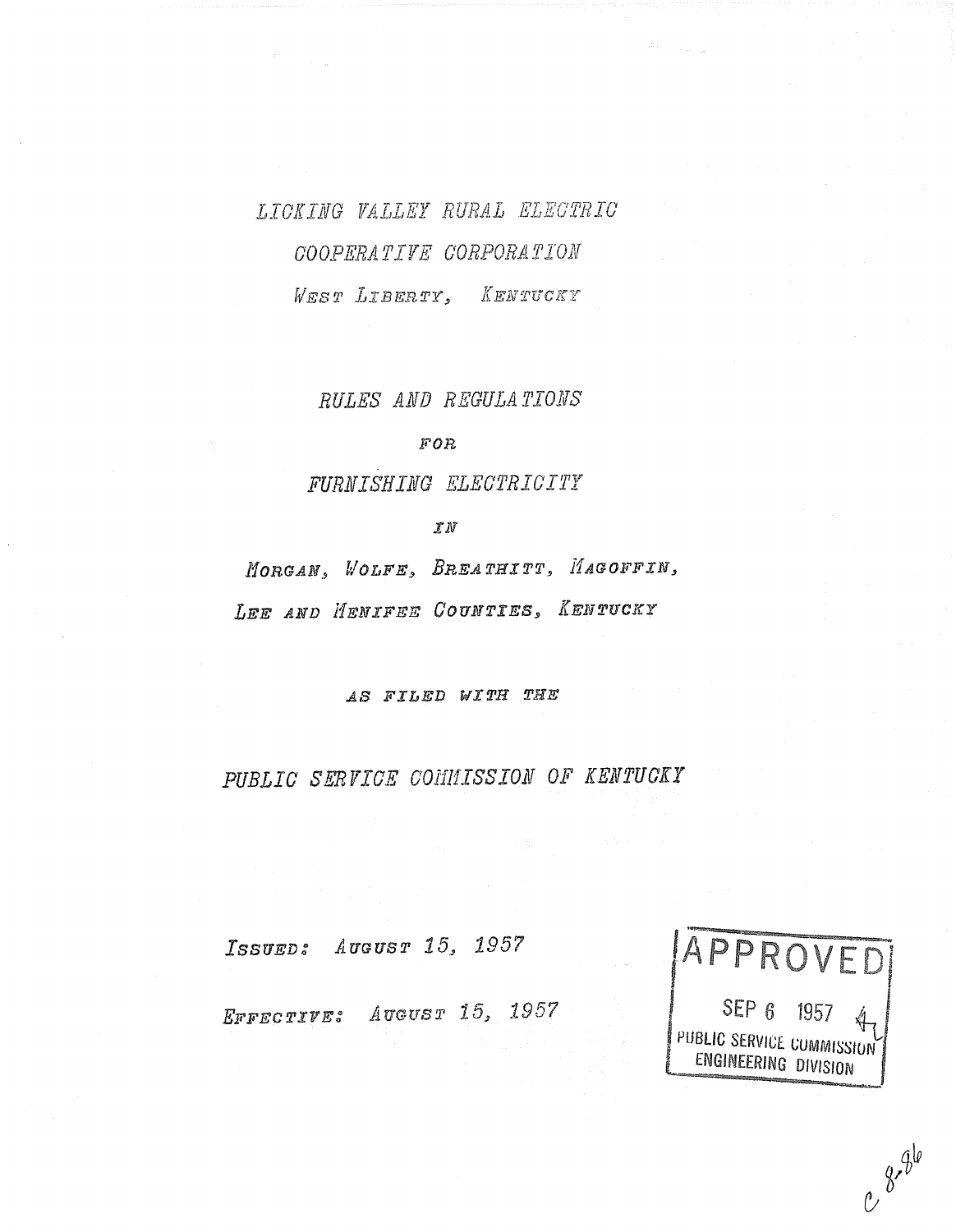# LICKING VALLEY RURAL ELECTRIC COOPERATIVE CORPORATION

WEST LIBERTY, KENTUCKY

## RULES AND REGULATIONS

FOR

FURNISHING ELECTRICITY

IN

MORGAN, WOLFE, BREATHITT, MAGOFFIN, LEE AND MENIFEE COUNTIES, KENTUCKY

AS FILED WITH THE

PUBLIC SERVICE COMMISSION OF KENTUCKY

ISSUED: AUGUST 15, 1957

EFFECTIVE: AUGUST 15, 1957

APPROVED
SEP 6 1957
PUBLIC SERVICE COMMISSION
ENGINEERING DIVISION

C 8-86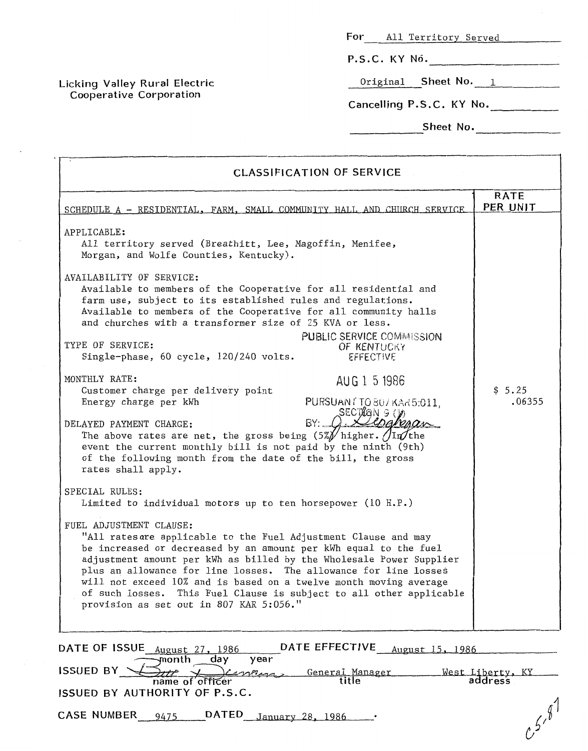Licking Valley Rural Electric Cooperative Corporation

For All Territory Served

P.S.C. KY No. ______

Original Sheet No. 1

Cancelling P.S.C. KY No. ______

Sheet No. ______

## CLASSIFICATION OF SERVICE

| SCHEDULE A - RESIDENTIAL, FARM, SMALL COMMUNITY HALL AND CHURCH SERVICE | RATE PER UNIT |
|---|---|
| **APPLICABLE:** All territory served (Breathitt, Lee, Magoffin, Menifee, Morgan, and Wolfe Counties, Kentucky). | |
| **AVAILABILITY OF SERVICE:** Available to members of the Cooperative for all residential and farm use, subject to its established rules and regulations. Available to members of the Cooperative for all community halls and churches with a transformer size of 25 KVA or less. | |
| **TYPE OF SERVICE:** Single-phase, 60 cycle, 120/240 volts. | |
| **MONTHLY RATE:** | |
| Customer charge per delivery point | $ 5.25 |
| Energy charge per kWh | .06355 |
| **DELAYED PAYMENT CHARGE:** The above rates are net, the gross being (5%) higher. In the event the current monthly bill is not paid by the ninth (9th) of the following month from the date of the bill, the gross rates shall apply. | |
| **SPECIAL RULES:** Limited to individual motors up to ten horsepower (10 H.P.) | |
| **FUEL ADJUSTMENT CLAUSE:** "All rates are applicable to the Fuel Adjustment Clause and may be increased or decreased by an amount per kWh equal to the fuel adjustment amount per kWh as billed by the Wholesale Power Supplier plus an allowance for line losses. The allowance for line losses will not exceed 10% and is based on a twelve month moving average of such losses. This Fuel Clause is subject to all other applicable provision as set out in 807 KAR 5:056." | |

PUBLIC SERVICE COMMISSION OF KENTUCKY EFFECTIVE AUG 1 5 1986 PURSUANT TO 807 KAR 5:011, SECTION 9 (1) BY: G. Deoghegan

DATE OF ISSUE August 27, 1986 DATE EFFECTIVE August 15, 1986

ISSUED BY Burt T. Dennison, General Manager, West Liberty, KY

ISSUED BY AUTHORITY OF P.S.C.

CASE NUMBER 9475 DATED January 28, 1986.

C5-87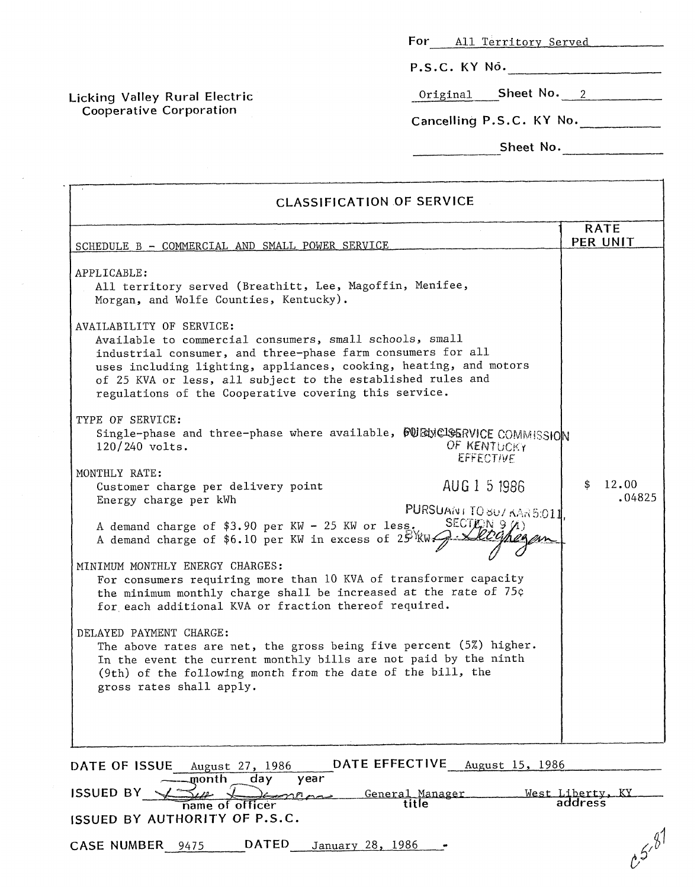For All Territory Served

P.S.C. KY No. ____________

Original Sheet No. 2

Cancelling P.S.C. KY No. ____________

Sheet No. ____________

**Licking Valley Rural Electric Cooperative Corporation**

## CLASSIFICATION OF SERVICE

| SCHEDULE B - COMMERCIAL AND SMALL POWER SERVICE | RATE PER UNIT |
|---|---|
| **APPLICABLE:**<br>All territory served (Breathitt, Lee, Magoffin, Menifee, Morgan, and Wolfe Counties, Kentucky). | |
| **AVAILABILITY OF SERVICE:**<br>Available to commercial consumers, small schools, small industrial consumer, and three-phase farm consumers for all uses including lighting, appliances, cooking, heating, and motors of 25 KVA or less, all subject to the established rules and regulations of the Cooperative covering this service. | |
| **TYPE OF SERVICE:**<br>Single-phase and three-phase where available, 60 cycle, 120/240 volts. | N |
| **MONTHLY RATE:**<br>Customer charge per delivery point<br>Energy charge per kWh | <br>$ 12.00<br>.04825 |
| A demand charge of $3.90 per KW - 25 KW or less.<br>A demand charge of $6.10 per KW in excess of 25 KW. | |
| **MINIMUM MONTHLY ENERGY CHARGES:**<br>For consumers requiring more than 10 KVA of transformer capacity the minimum monthly charge shall be increased at the rate of 75¢ for each additional KVA or fraction thereof required. | |
| **DELAYED PAYMENT CHARGE:**<br>The above rates are net, the gross being five percent (5%) higher. In the event the current monthly bills are not paid by the ninth (9th) of the following month from the date of the bill, the gross rates shall apply. | |

PUBLIC SERVICE COMMISSION OF KENTUCKY EFFECTIVE AUG 1 5 1986 PURSUANT TO 807 KAR 5:011, SECTION 9 (1) BY: J. Geoghegan

DATE OF ISSUE August 27, 1986 DATE EFFECTIVE August 15, 1986

ISSUED BY [signature] General Manager West Liberty, KY
(name of officer) (title) (address)

ISSUED BY AUTHORITY OF P.S.C.

CASE NUMBER 9475 DATED January 28, 1986

C5-87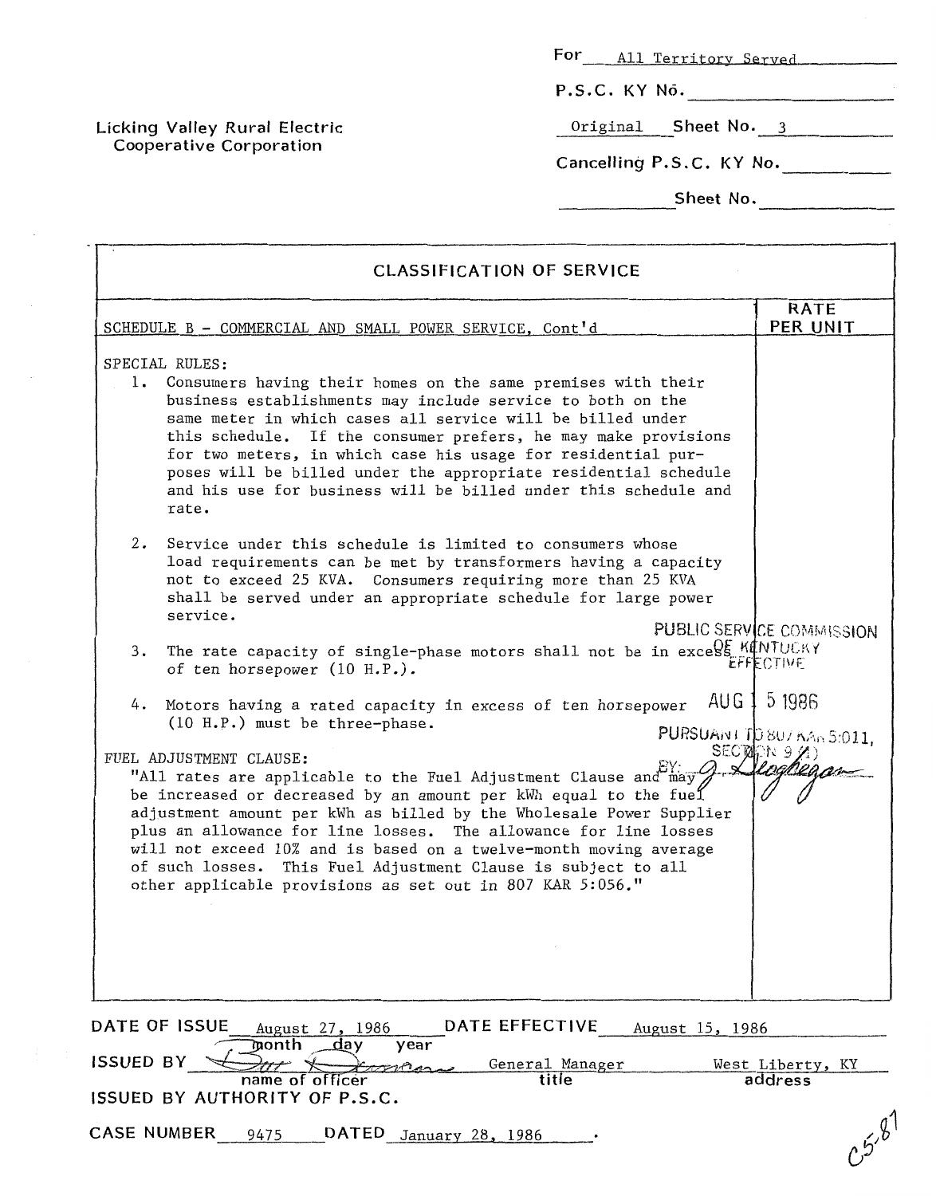Licking Valley Rural Electric Cooperative Corporation

For All Territory Served

P.S.C. KY No.

Original Sheet No. 3

Cancelling P.S.C. KY No.

Sheet No.

## CLASSIFICATION OF SERVICE

| SCHEDULE B - COMMERCIAL AND SMALL POWER SERVICE, Cont'd | RATE PER UNIT |
|---|---|

SPECIAL RULES:

1. Consumers having their homes on the same premises with their business establishments may include service to both on the same meter in which cases all service will be billed under this schedule. If the consumer prefers, he may make provisions for two meters, in which case his usage for residential purposes will be billed under the appropriate residential schedule and his use for business will be billed under this schedule and rate.

2. Service under this schedule is limited to consumers whose load requirements can be met by transformers having a capacity not to exceed 25 KVA. Consumers requiring more than 25 KVA shall be served under an appropriate schedule for large power service.

3. The rate capacity of single-phase motors shall not be in excess of ten horsepower (10 H.P.).

4. Motors having a rated capacity in excess of ten horsepower (10 H.P.) must be three-phase.

FUEL ADJUSTMENT CLAUSE:

"All rates are applicable to the Fuel Adjustment Clause and may be increased or decreased by an amount per kWh equal to the fuel adjustment amount per kWh as billed by the Wholesale Power Supplier plus an allowance for line losses. The allowance for line losses will not exceed 10% and is based on a twelve-month moving average of such losses. This Fuel Adjustment Clause is subject to all other applicable provisions as set out in 807 KAR 5:056."

PUBLIC SERVICE COMMISSION OF KENTUCKY EFFECTIVE AUG 15 1986 PURSUANT TO 807 KAR 5:011, SECTION 9 (1) BY: J. Geoghegan

DATE OF ISSUE August 27, 1986 DATE EFFECTIVE August 15, 1986

ISSUED BY (signature), General Manager, West Liberty, KY
(name of officer, title, address)

ISSUED BY AUTHORITY OF P.S.C.

CASE NUMBER 9475 DATED January 28, 1986.

C5-87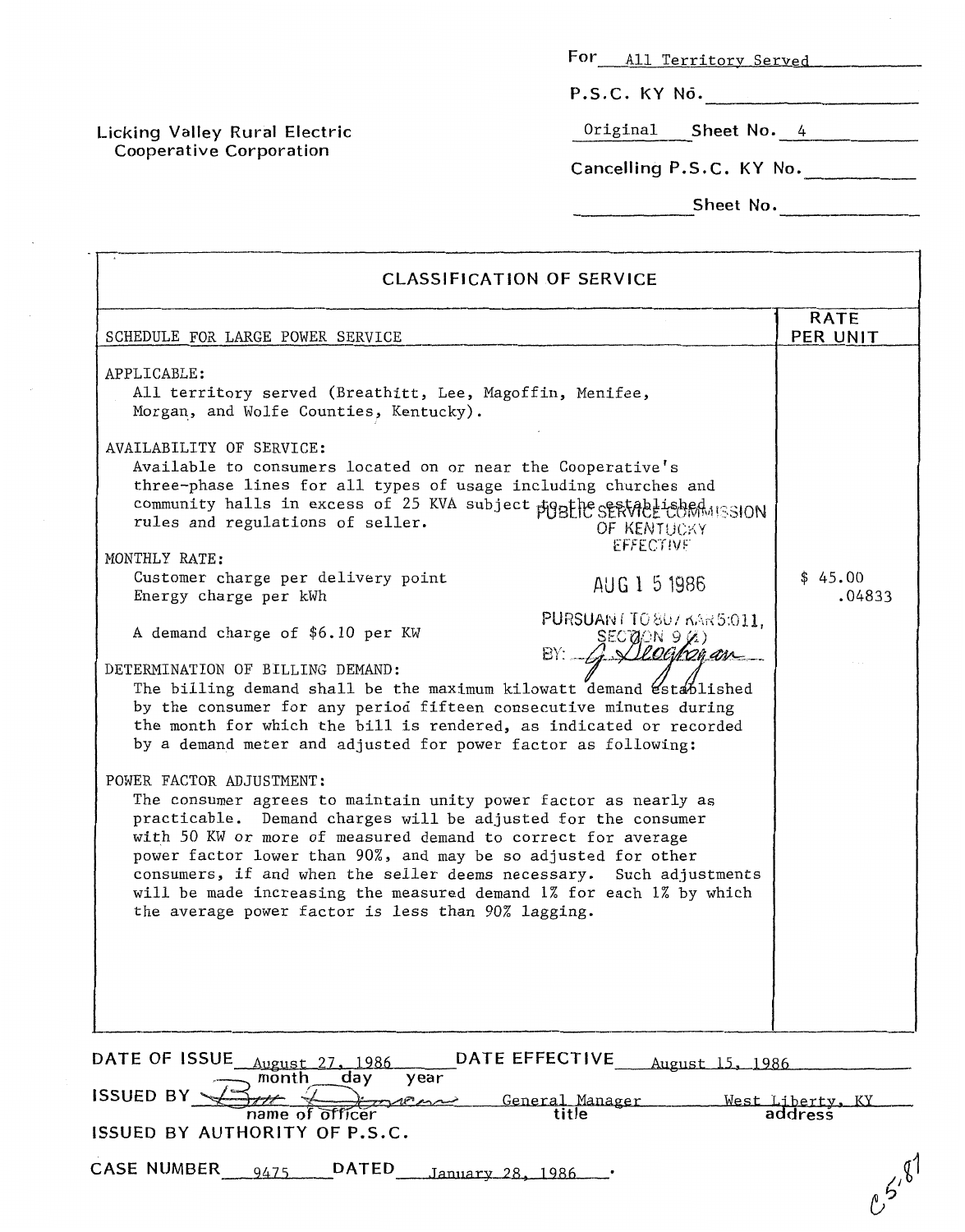Licking Valley Rural Electric Cooperative Corporation

For All Territory Served

P.S.C. KY No. \_\_\_\_\_\_\_\_

Original Sheet No. 4

Cancelling P.S.C. KY No. \_\_\_\_\_\_\_\_

Sheet No. \_\_\_\_\_\_\_\_

## CLASSIFICATION OF SERVICE

| SCHEDULE FOR LARGE POWER SERVICE | RATE PER UNIT |
|---|---|
| **APPLICABLE:**<br>All territory served (Breathitt, Lee, Magoffin, Menifee, Morgan, and Wolfe Counties, Kentucky). | |
| **AVAILABILITY OF SERVICE:**<br>Available to consumers located on or near the Cooperative's three-phase lines for all types of usage including churches and community halls in excess of 25 KVA subject to the established rules and regulations of seller. | |
| **MONTHLY RATE:**<br>Customer charge per delivery point | $ 45.00 |
| Energy charge per kWh | .04833 |
| A demand charge of $6.10 per KW | |
| **DETERMINATION OF BILLING DEMAND:**<br>The billing demand shall be the maximum kilowatt demand established by the consumer for any period fifteen consecutive minutes during the month for which the bill is rendered, as indicated or recorded by a demand meter and adjusted for power factor as following: | |
| **POWER FACTOR ADJUSTMENT:**<br>The consumer agrees to maintain unity power factor as nearly as practicable. Demand charges will be adjusted for the consumer with 50 KW or more of measured demand to correct for average power factor lower than 90%, and may be so adjusted for other consumers, if and when the seller deems necessary. Such adjustments will be made increasing the measured demand 1% for each 1% by which the average power factor is less than 90% lagging. | |

PUBLIC SERVICE COMMISSION OF KENTUCKY EFFECTIVE AUG 15 1986 PURSUANT TO 807 KAR 5:011, SECTION 9 (1) BY: G. Geoghegan

DATE OF ISSUE August 27, 1986 DATE EFFECTIVE August 15, 1986

ISSUED BY [signature] General Manager West Liberty, KY
(name of officer) (title) (address)

ISSUED BY AUTHORITY OF P.S.C.

CASE NUMBER 9475 DATED January 28, 1986.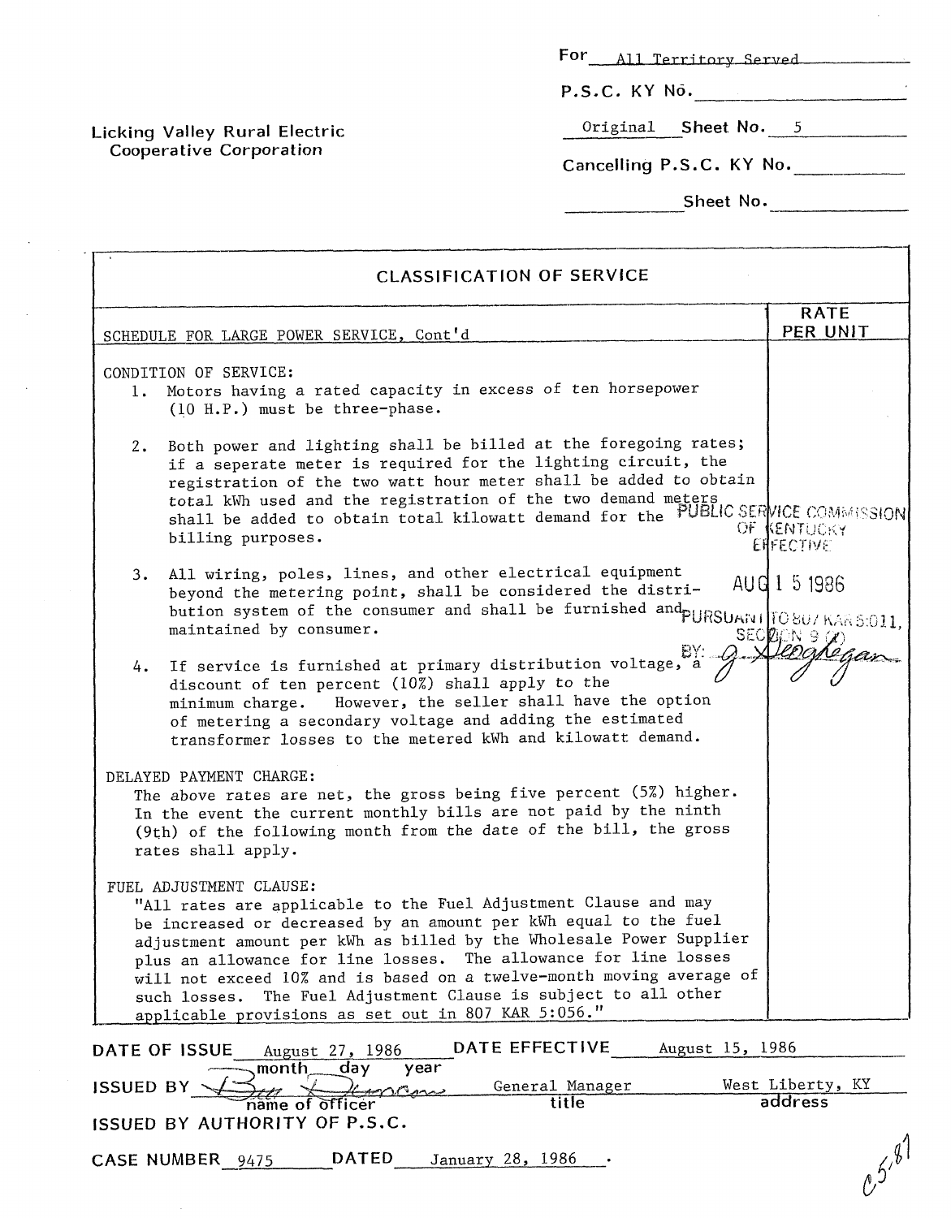For All Territory Served

P.S.C. KY No. ______

Original Sheet No. 5

Cancelling P.S.C. KY No. ______

______ Sheet No. ______

Licking Valley Rural Electric Cooperative Corporation

| CLASSIFICATION OF SERVICE | |
|---|---|
| SCHEDULE FOR LARGE POWER SERVICE, Cont'd | RATE PER UNIT |
| CONDITION OF SERVICE:<br>1. Motors having a rated capacity in excess of ten horsepower (10 H.P.) must be three-phase.<br><br>2. Both power and lighting shall be billed at the foregoing rates; if a seperate meter is required for the lighting circuit, the registration of the two watt hour meter shall be added to obtain total kWh used and the registration of the two demand meters shall be added to obtain total kilowatt demand for the billing purposes.<br><br>3. All wiring, poles, lines, and other electrical equipment beyond the metering point, shall be considered the distribution system of the consumer and shall be furnished and maintained by consumer.<br><br>4. If service is furnished at primary distribution voltage, a discount of ten percent (10%) shall apply to the minimum charge. However, the seller shall have the option of metering a secondary voltage and adding the estimated transformer losses to the metered kWh and kilowatt demand.<br><br>DELAYED PAYMENT CHARGE:<br>The above rates are net, the gross being five percent (5%) higher. In the event the current monthly bills are not paid by the ninth (9th) of the following month from the date of the bill, the gross rates shall apply.<br><br>FUEL ADJUSTMENT CLAUSE:<br>"All rates are applicable to the Fuel Adjustment Clause and may be increased or decreased by an amount per kWh equal to the fuel adjustment amount per kWh as billed by the Wholesale Power Supplier plus an allowance for line losses. The allowance for line losses will not exceed 10% and is based on a twelve-month moving average of such losses. The Fuel Adjustment Clause is subject to all other applicable provisions as set out in 807 KAR 5:056." | PUBLIC SERVICE COMMISSION OF KENTUCKY EFFECTIVE<br>AUG 15 1986<br>PURSUANT TO 807 KAR 5:011, SECTION 9 (1)<br>BY: J. Geoghegan |

DATE OF ISSUE August 27, 1986 DATE EFFECTIVE August 15, 1986

ISSUED BY (signature) General Manager West Liberty, KY
name of officer title address

ISSUED BY AUTHORITY OF P.S.C.

CASE NUMBER 9475 DATED January 28, 1986

C5.87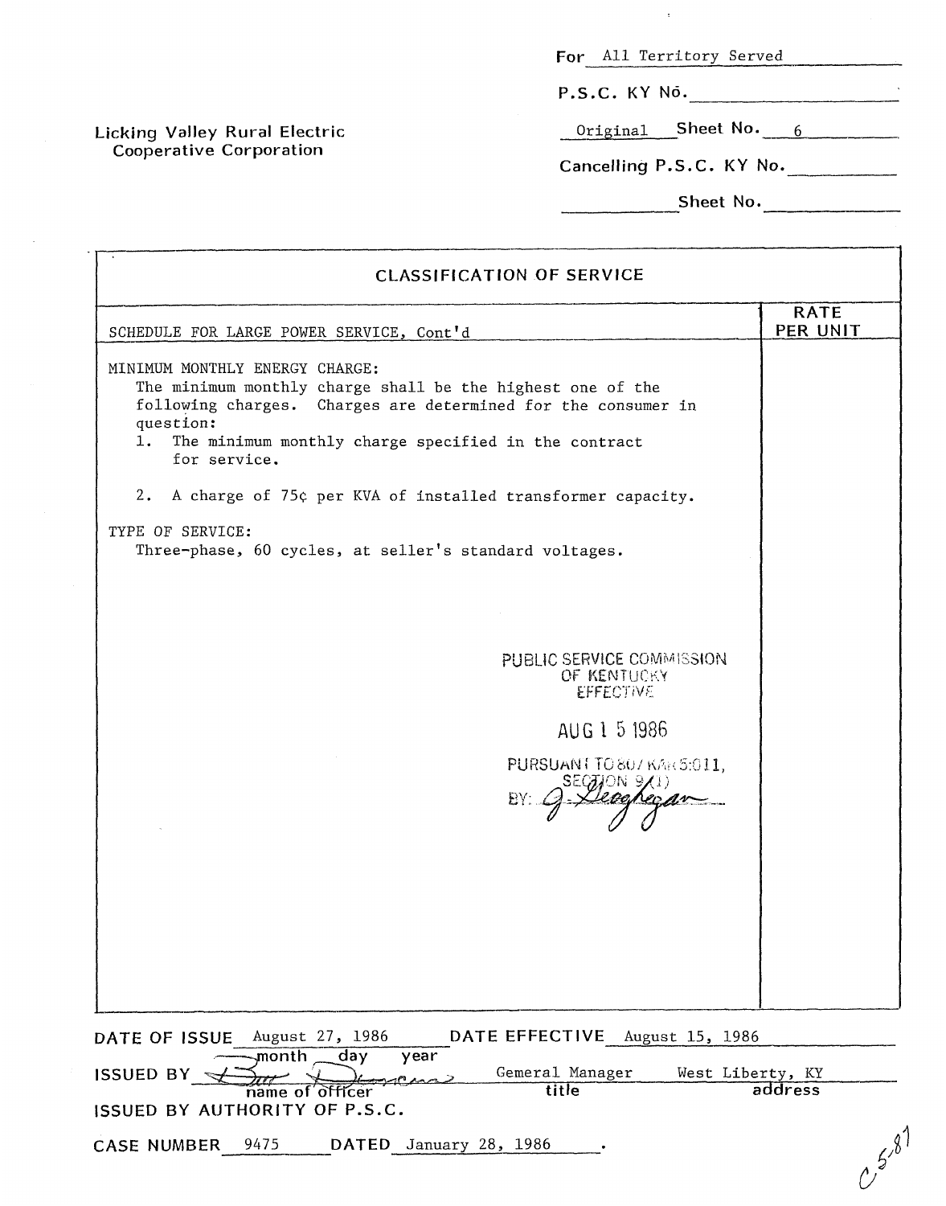Licking Valley Rural Electric Cooperative Corporation

For All Territory Served

P.S.C. KY No. ____________

Original Sheet No. 6

Cancelling P.S.C. KY No. ____________

Sheet No. ____________

## CLASSIFICATION OF SERVICE

| SCHEDULE FOR LARGE POWER SERVICE, Cont'd | RATE PER UNIT |
|---|---|
| MINIMUM MONTHLY ENERGY CHARGE:<br>The minimum monthly charge shall be the highest one of the following charges. Charges are determined for the consumer in question:<br>1. The minimum monthly charge specified in the contract for service.<br>2. A charge of 75¢ per KVA of installed transformer capacity.<br><br>TYPE OF SERVICE:<br>Three-phase, 60 cycles, at seller's standard voltages. | |

PUBLIC SERVICE COMMISSION
OF KENTUCKY
EFFECTIVE
AUG 15 1986
PURSUANT TO 807 KAR 5:011,
SECTION 9 (1)
BY: J. Geoghegan

DATE OF ISSUE August 27, 1986 (month day year) DATE EFFECTIVE August 15, 1986

ISSUED BY (signature) (name of officer) Gemeral Manager (title) West Liberty, KY (address)

ISSUED BY AUTHORITY OF P.S.C.

CASE NUMBER 9475 DATED January 28, 1986.

C 5-87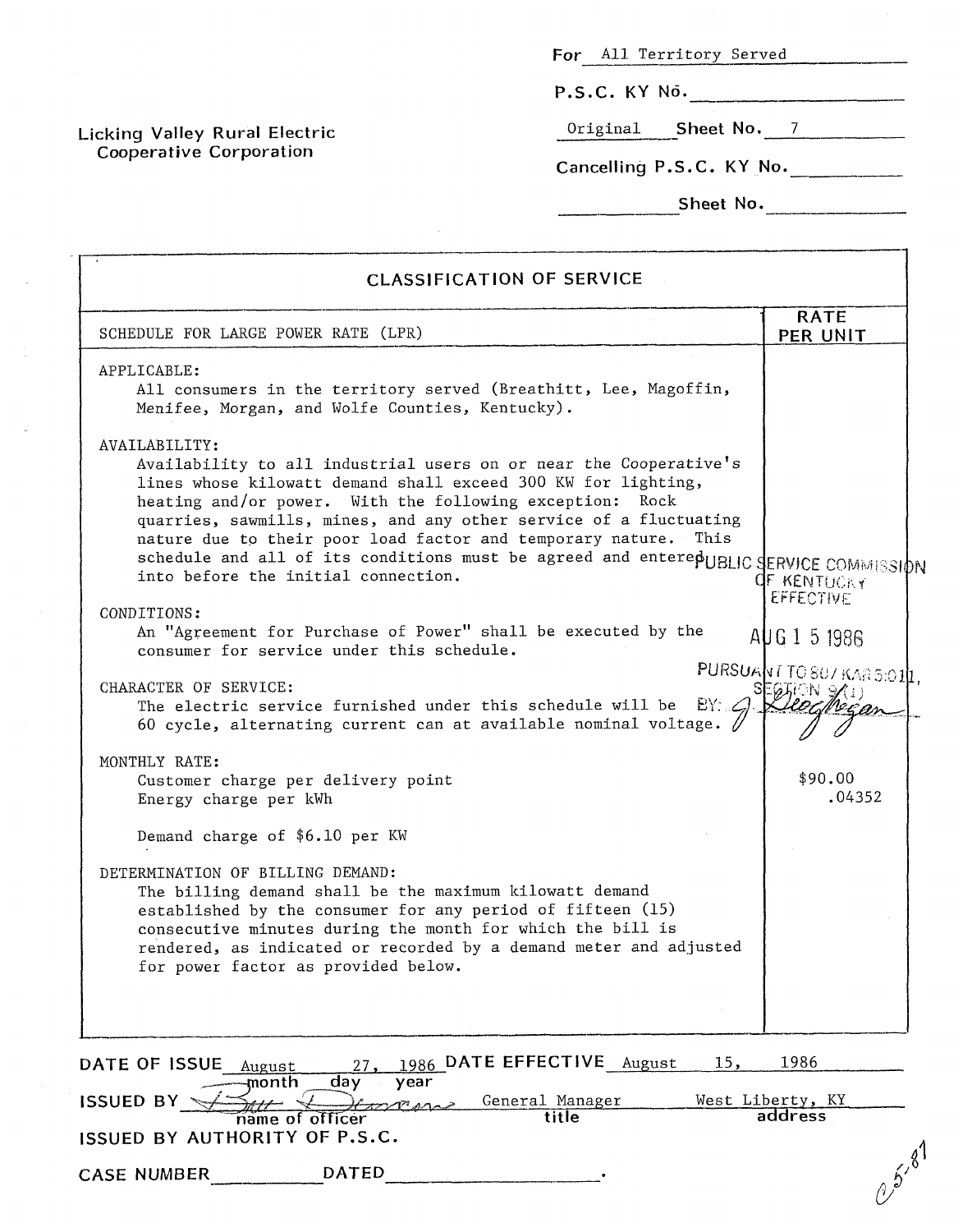For All Territory Served

P.S.C. KY No. \_\_\_\_\_\_\_\_

Licking Valley Rural Electric Cooperative Corporation

Original Sheet No. 7

Cancelling P.S.C. KY No. \_\_\_\_\_\_\_\_

\_\_\_\_\_\_\_\_ Sheet No. \_\_\_\_\_\_\_\_

## CLASSIFICATION OF SERVICE

| SCHEDULE FOR LARGE POWER RATE (LPR) | RATE PER UNIT |
|---|---|

**APPLICABLE:**
All consumers in the territory served (Breathitt, Lee, Magoffin, Menifee, Morgan, and Wolfe Counties, Kentucky).

**AVAILABILITY:**
Availability to all industrial users on or near the Cooperative's lines whose kilowatt demand shall exceed 300 KW for lighting, heating and/or power. With the following exception: Rock quarries, sawmills, mines, and any other service of a fluctuating nature due to their poor load factor and temporary nature. This schedule and all of its conditions must be agreed and entered into before the initial connection.

PUBLIC SERVICE COMMISSION OF KENTUCKY EFFECTIVE AUG 15 1986 PURSUANT TO 807 KAR 5:011, SECTION 9(1) BY: [signature]

**CONDITIONS:**
An "Agreement for Purchase of Power" shall be executed by the consumer for service under this schedule.

**CHARACTER OF SERVICE:**
The electric service furnished under this schedule will be 60 cycle, alternating current can at available nominal voltage.

**MONTHLY RATE:**

| | |
|---|---|
| Customer charge per delivery point | $90.00 |
| Energy charge per kWh | .04352 |

Demand charge of $6.10 per KW

**DETERMINATION OF BILLING DEMAND:**
The billing demand shall be the maximum kilowatt demand established by the consumer for any period of fifteen (15) consecutive minutes during the month for which the bill is rendered, as indicated or recorded by a demand meter and adjusted for power factor as provided below.

DATE OF ISSUE August 27, 1986 DATE EFFECTIVE August 15, 1986

ISSUED BY [signature] General Manager West Liberty, KY

ISSUED BY AUTHORITY OF P.S.C.

CASE NUMBER \_\_\_\_\_\_\_\_ DATED \_\_\_\_\_\_\_\_.

C5-87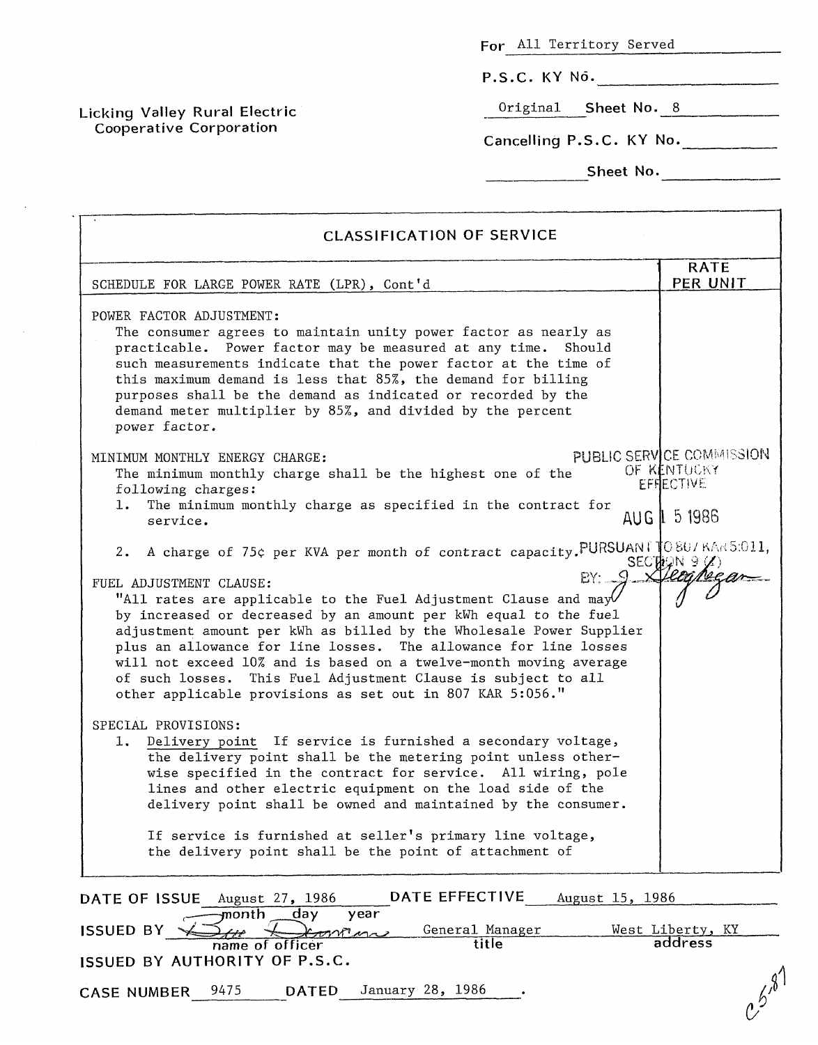Licking Valley Rural Electric Cooperative Corporation

For All Territory Served

P.S.C. KY No. \_\_\_\_\_\_\_\_

Original Sheet No. 8

Cancelling P.S.C. KY No. \_\_\_\_\_\_\_\_

Sheet No. \_\_\_\_\_\_\_\_

## CLASSIFICATION OF SERVICE

SCHEDULE FOR LARGE POWER RATE (LPR), Cont'd — RATE PER UNIT

POWER FACTOR ADJUSTMENT:

The consumer agrees to maintain unity power factor as nearly as practicable. Power factor may be measured at any time. Should such measurements indicate that the power factor at the time of this maximum demand is less that 85%, the demand for billing purposes shall be the demand as indicated or recorded by the demand meter multiplier by 85%, and divided by the percent power factor.

MINIMUM MONTHLY ENERGY CHARGE:

The minimum monthly charge shall be the highest one of the following charges:

1. The minimum monthly charge as specified in the contract for service.
2. A charge of 75¢ per KVA per month of contract capacity.

FUEL ADJUSTMENT CLAUSE:

"All rates are applicable to the Fuel Adjustment Clause and may by increased or decreased by an amount per kWh equal to the fuel adjustment amount per kWh as billed by the Wholesale Power Supplier plus an allowance for line losses. The allowance for line losses will not exceed 10% and is based on a twelve-month moving average of such losses. This Fuel Adjustment Clause is subject to all other applicable provisions as set out in 807 KAR 5:056."

SPECIAL PROVISIONS:

1. Delivery point If service is furnished a secondary voltage, the delivery point shall be the metering point unless otherwise specified in the contract for service. All wiring, pole lines and other electric equipment on the load side of the delivery point shall be owned and maintained by the consumer.

   If service is furnished at seller's primary line voltage, the delivery point shall be the point of attachment of

PUBLIC SERVICE COMMISSION OF KENTUCKY EFFECTIVE AUG 15 1986 PURSUANT TO 807 KAR 5:011, SECTION 9 (1) BY: J. Geoghegan

DATE OF ISSUE August 27, 1986 DATE EFFECTIVE August 15, 1986

ISSUED BY (signature), General Manager, West Liberty, KY

ISSUED BY AUTHORITY OF P.S.C.

CASE NUMBER 9475 DATED January 28, 1986.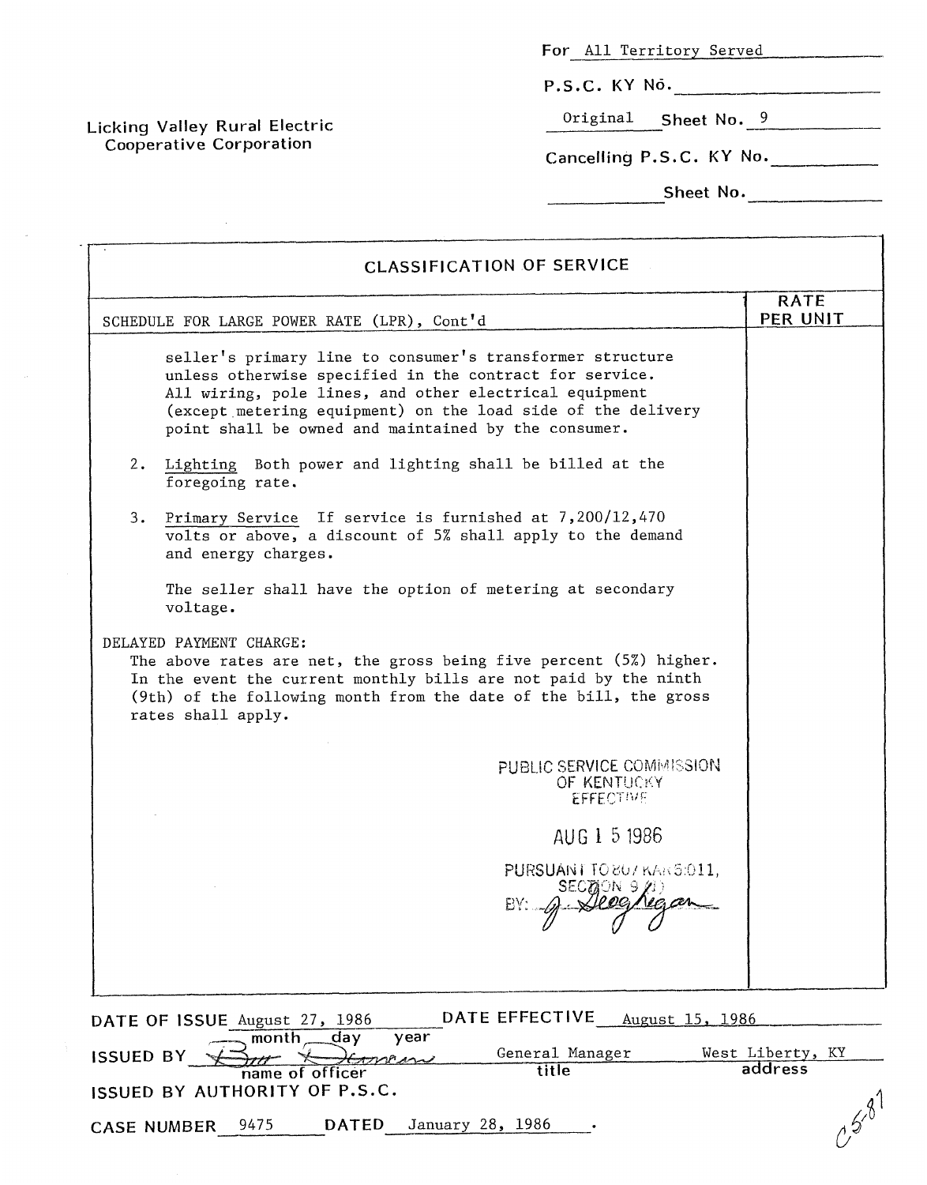For All Territory Served

P.S.C. KY No. \_\_\_\_\_\_\_\_\_\_

Licking Valley Rural Electric Cooperative Corporation

Original Sheet No. 9

Cancelling P.S.C. KY No. \_\_\_\_\_\_\_\_\_\_

\_\_\_\_\_\_\_\_\_\_ Sheet No. \_\_\_\_\_\_\_\_\_\_

## CLASSIFICATION OF SERVICE

| SCHEDULE FOR LARGE POWER RATE (LPR), Cont'd | RATE PER UNIT |
|---|---|

seller's primary line to consumer's transformer structure unless otherwise specified in the contract for service. All wiring, pole lines, and other electrical equipment (except metering equipment) on the load side of the delivery point shall be owned and maintained by the consumer.

2. Lighting Both power and lighting shall be billed at the foregoing rate.

3. Primary Service If service is furnished at 7,200/12,470 volts or above, a discount of 5% shall apply to the demand and energy charges.

   The seller shall have the option of metering at secondary voltage.

DELAYED PAYMENT CHARGE:
The above rates are net, the gross being five percent (5%) higher. In the event the current monthly bills are not paid by the ninth (9th) of the following month from the date of the bill, the gross rates shall apply.

PUBLIC SERVICE COMMISSION OF KENTUCKY EFFECTIVE
AUG 1 5 1986
PURSUANT TO 807 KAR 5:011, SECTION 9 (1)
BY: J. Geoghegan

DATE OF ISSUE August 27, 1986 DATE EFFECTIVE August 15, 1986

ISSUED BY Burr Dennison, General Manager, West Liberty, KY

ISSUED BY AUTHORITY OF P.S.C.

CASE NUMBER 9475 DATED January 28, 1986.

C5-81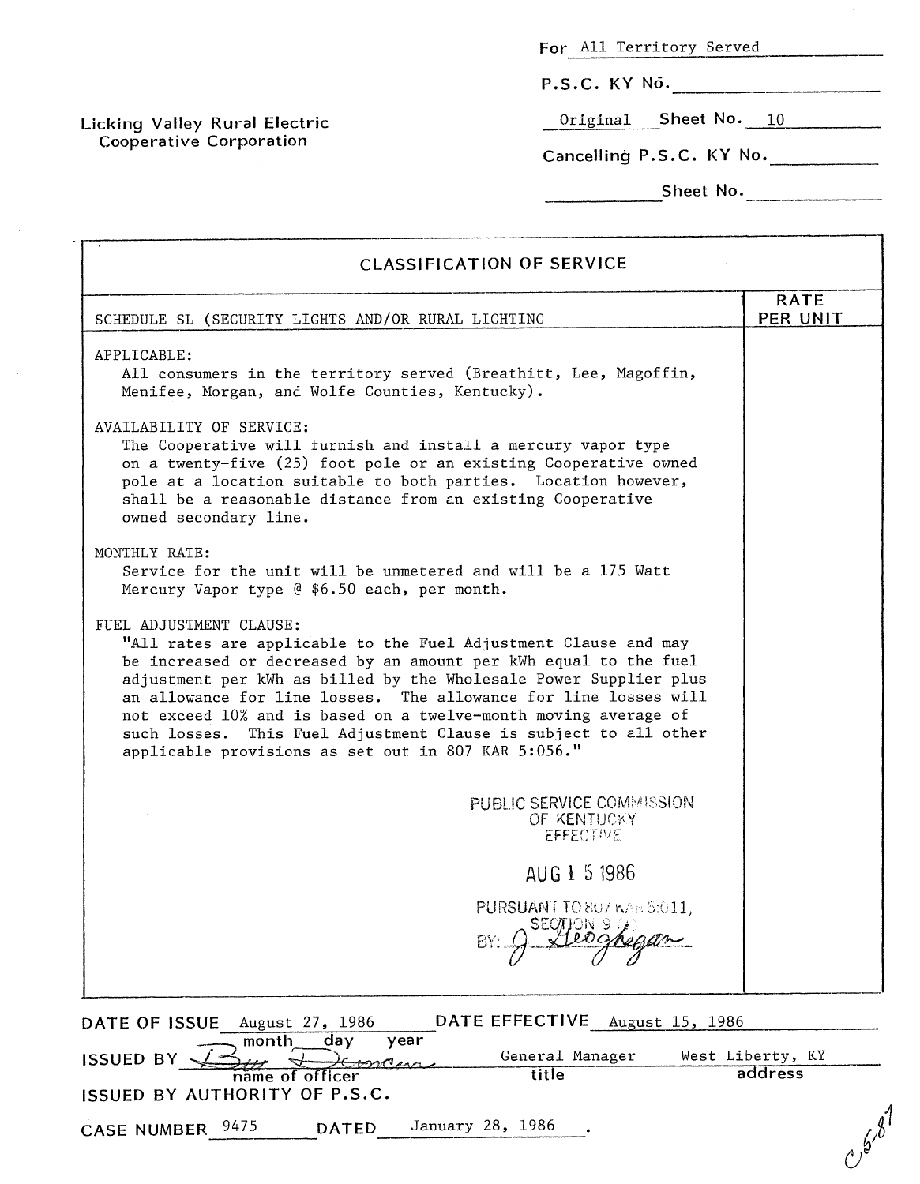Licking Valley Rural Electric Cooperative Corporation

For All Territory Served

P.S.C. KY No. ____________

Original Sheet No. 10

Cancelling P.S.C. KY No. ____________

____________ Sheet No. ____________

## CLASSIFICATION OF SERVICE

| SCHEDULE SL (SECURITY LIGHTS AND/OR RURAL LIGHTING | RATE PER UNIT |
|---|---|

APPLICABLE:

All consumers in the territory served (Breathitt, Lee, Magoffin, Menifee, Morgan, and Wolfe Counties, Kentucky).

AVAILABILITY OF SERVICE:

The Cooperative will furnish and install a mercury vapor type on a twenty-five (25) foot pole or an existing Cooperative owned pole at a location suitable to both parties. Location however, shall be a reasonable distance from an existing Cooperative owned secondary line.

MONTHLY RATE:

Service for the unit will be unmetered and will be a 175 Watt Mercury Vapor type @ $6.50 each, per month.

FUEL ADJUSTMENT CLAUSE:

"All rates are applicable to the Fuel Adjustment Clause and may be increased or decreased by an amount per kWh equal to the fuel adjustment per kWh as billed by the Wholesale Power Supplier plus an allowance for line losses. The allowance for line losses will not exceed 10% and is based on a twelve-month moving average of such losses. This Fuel Adjustment Clause is subject to all other applicable provisions as set out in 807 KAR 5:056."

PUBLIC SERVICE COMMISSION
OF KENTUCKY
EFFECTIVE
AUG 1 5 1986
PURSUANT TO 807 KAR 5:011,
SECTION 9 (1)
BY: J Geoghegan

DATE OF ISSUE August 27, 1986 DATE EFFECTIVE August 15, 1986

ISSUED BY Bill Duncan (name of officer) General Manager (title) West Liberty, KY (address)

ISSUED BY AUTHORITY OF P.S.C.

CASE NUMBER 9475 DATED January 28, 1986 .

C5-87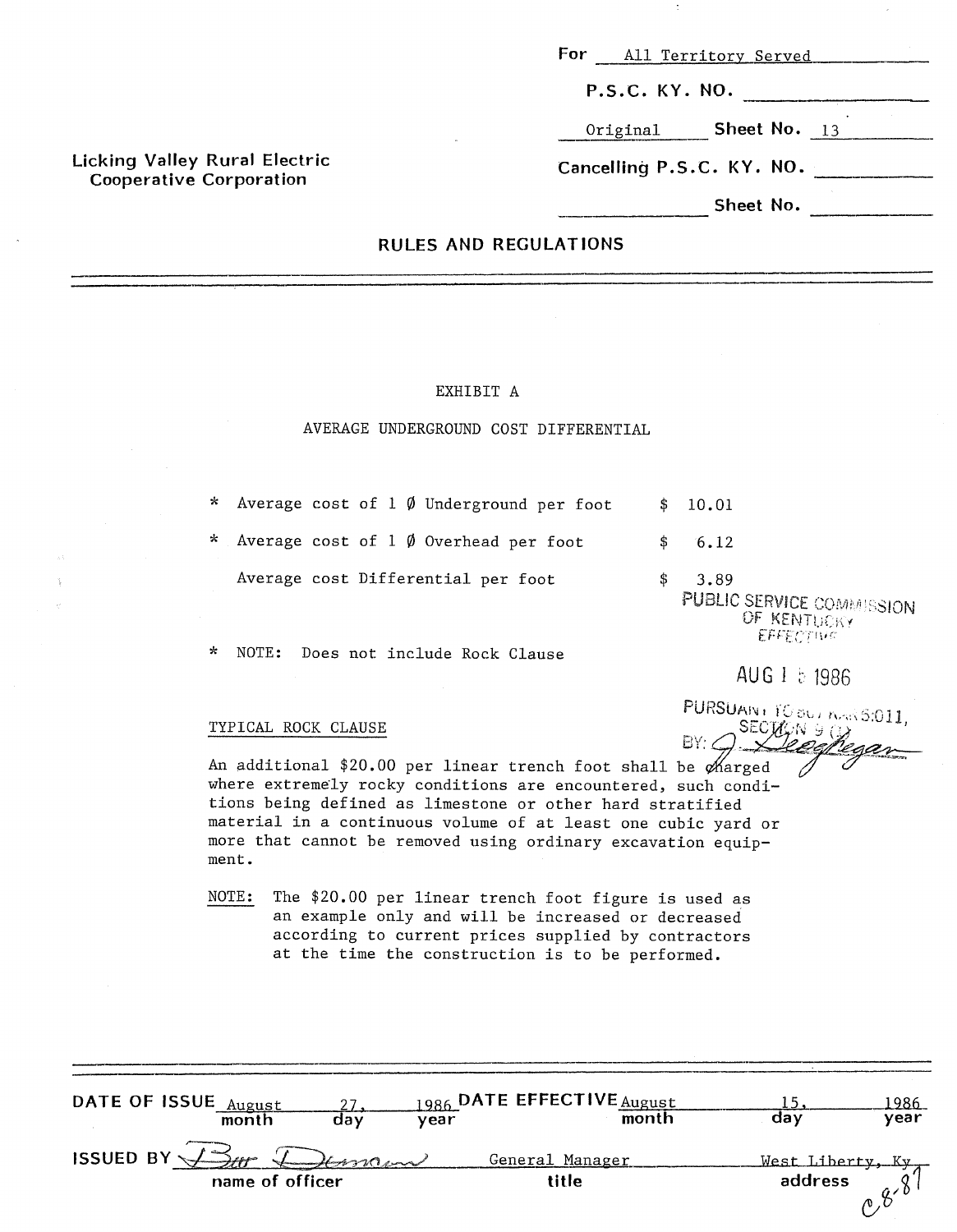Licking Valley Rural Electric Cooperative Corporation

For All Territory Served

P.S.C. KY. NO.

Original Sheet No. 13

Cancelling P.S.C. KY. NO.

Sheet No.

## RULES AND REGULATIONS

### EXHIBIT A

### AVERAGE UNDERGROUND COST DIFFERENTIAL

| | |
|---|---|
| * Average cost of 1 Ø Underground per foot | $ 10.01 |
| * Average cost of 1 Ø Overhead per foot | $ 6.12 |
| Average cost Differential per foot | $ 3.89 |

\* NOTE: Does not include Rock Clause

PUBLIC SERVICE COMMISSION OF KENTUCKY EFFECTIVE

AUG 1 5 1986

PURSUANT TO 807 KAR 5:011, SECTION 9 (1)
BY: J. Geoghegan

TYPICAL ROCK CLAUSE

An additional $20.00 per linear trench foot shall be charged where extremely rocky conditions are encountered, such conditions being defined as limestone or other hard stratified material in a continuous volume of at least one cubic yard or more that cannot be removed using ordinary excavation equipment.

NOTE: The $20.00 per linear trench foot figure is used as an example only and will be increased or decreased according to current prices supplied by contractors at the time the construction is to be performed.

DATE OF ISSUE August 27, 1986 DATE EFFECTIVE August 15, 1986

ISSUED BY Burr Denman, General Manager, West Liberty, Ky

C 8-87